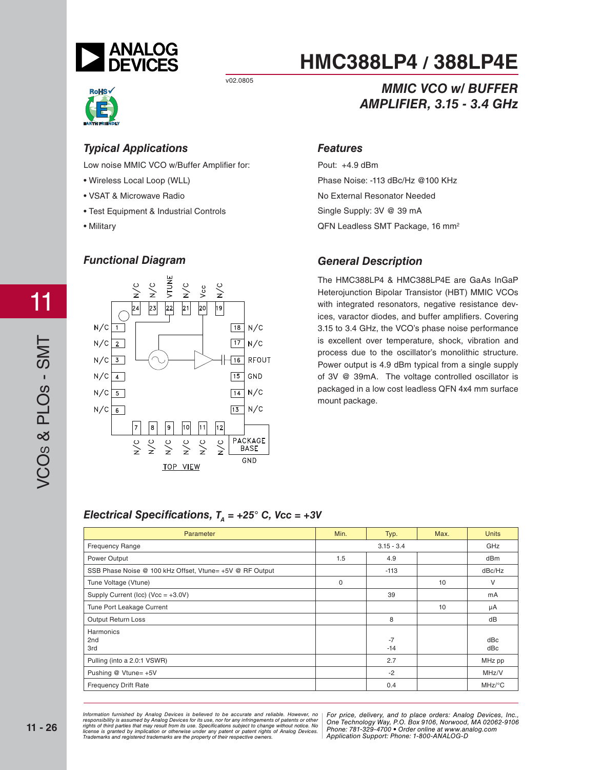# HMC388LP4 / 388LP4E

v02.0805

## MMIC VCO w/ BUFFER AMPLIFIER, 3.15 - 3.4 GHz

### Typical Applications

Low noise MMIC VCO w/Buffer Amplifier for:

- Wireless Local Loop (WLL)
- VSAT & Microwave Radio
- Test Equipment & Industrial Controls
- Military

### Features

Pout: +4.9 dBm

Phase Noise: -113 dBc/Hz @100 KHz

No External Resonator Needed

Single Supply: 3V @ 39 mA

QFN Leadless SMT Package, 16 mm$^2$

### Functional Diagram

### General Description

The HMC388LP4 & HMC388LP4E are GaAs InGaP Heterojunction Bipolar Transistor (HBT) MMIC VCOs with integrated resonators, negative resistance devices, varactor diodes, and buffer amplifiers. Covering 3.15 to 3.4 GHz, the VCO's phase noise performance is excellent over temperature, shock, vibration and process due to the oscillator's monolithic structure. Power output is 4.9 dBm typical from a single supply of 3V @ 39mA. The voltage controlled oscillator is packaged in a low cost leadless QFN 4x4 mm surface mount package.

### Electrical Specifications, $T_A$ = +25° C, Vcc = +3V

| Parameter | Min. | Typ. | Max. | Units |
|---|---|---|---|---|
| Frequency Range | | 3.15 - 3.4 | | GHz |
| Power Output | 1.5 | 4.9 | | dBm |
| SSB Phase Noise @ 100 kHz Offset, Vtune= +5V @ RF Output | | -113 | | dBc/Hz |
| Tune Voltage (Vtune) | 0 | | 10 | V |
| Supply Current (Icc) (Vcc = +3.0V) | | 39 | | mA |
| Tune Port Leakage Current | | | 10 | µA |
| Output Return Loss | | 8 | | dB |
| Harmonics<br>2nd<br>3rd | | <br>-7<br>-14 | | <br>dBc<br>dBc |
| Pulling (into a 2.0:1 VSWR) | | 2.7 | | MHz pp |
| Pushing @ Vtune= +5V | | -2 | | MHz/V |
| Frequency Drift Rate | | 0.4 | | MHz/°C |

*Information furnished by Analog Devices is believed to be accurate and reliable. However, no responsibility is assumed by Analog Devices for its use, nor for any infringements of patents or other rights of third parties that may result from its use. Specifications subject to change without notice. No license is granted by implication or otherwise under any patent or patent rights of Analog Devices. Trademarks and registered trademarks are the property of their respective owners.*

*For price, delivery, and to place orders: Analog Devices, Inc., One Technology Way, P.O. Box 9106, Norwood, MA 02062-9106 Phone: 781-329-4700 • Order online at www.analog.com Application Support: Phone: 1-800-ANALOG-D*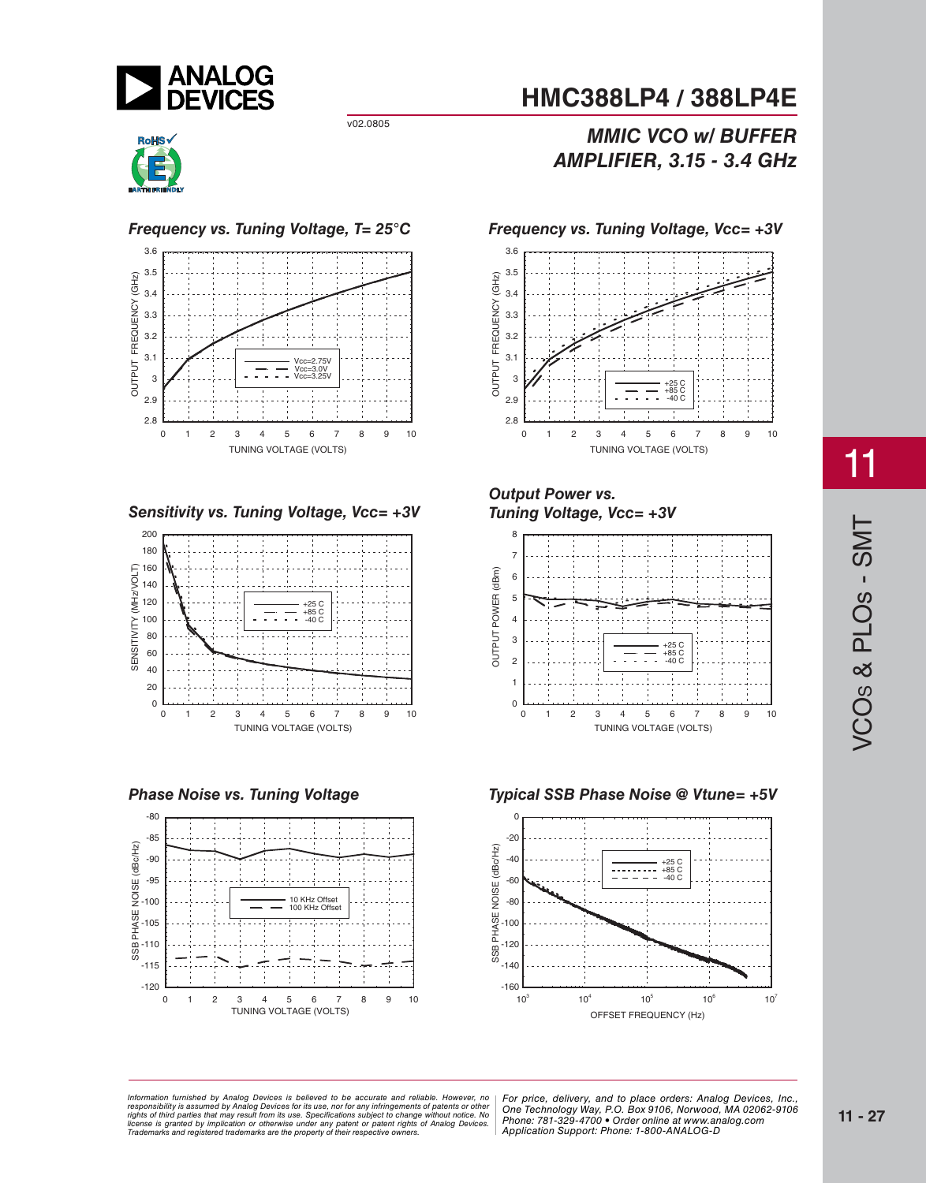# HMC388LP4 / 388LP4E

v02.0805

## MMIC VCO w/ BUFFER AMPLIFIER, 3.15 - 3.4 GHz

### Frequency vs. Tuning Voltage, T= 25°C

OUTPUT FREQUENCY (GHz) vs. TUNING VOLTAGE (VOLTS)

Legend: Vcc=2.75V, Vcc=3.0V, Vcc=3.25V

### Frequency vs. Tuning Voltage, Vcc= +3V

OUTPUT FREQUENCY (GHz) vs. TUNING VOLTAGE (VOLTS)

Legend: +25 C, +85 C, -40 C

### Sensitivity vs. Tuning Voltage, Vcc= +3V

SENSITIVITY (MHz/VOLT) vs. TUNING VOLTAGE (VOLTS)

Legend: +25 C, +85 C, -40 C

### Output Power vs. Tuning Voltage, Vcc= +3V

OUTPUT POWER (dBm) vs. TUNING VOLTAGE (VOLTS)

Legend: +25 C, +85 C, -40 C

### Phase Noise vs. Tuning Voltage

SSB PHASE NOISE (dBc/Hz) vs. TUNING VOLTAGE (VOLTS)

Legend: 10 KHz Offset, 100 KHz Offset

### Typical SSB Phase Noise @ Vtune= +5V

SSB PHASE NOISE (dBc/Hz) vs. OFFSET FREQUENCY (Hz)

Legend: +25 C, +85 C, -40 C

---

*Information furnished by Analog Devices is believed to be accurate and reliable. However, no responsibility is assumed by Analog Devices for its use, nor for any infringements of patents or other rights of third parties that may result from its use. Specifications subject to change without notice. No license is granted by implication or otherwise under any patent or patent rights of Analog Devices. Trademarks and registered trademarks are the property of their respective owners.*

*For price, delivery, and to place orders: Analog Devices, Inc., One Technology Way, P.O. Box 9106, Norwood, MA 02062-9106 Phone: 781-329-4700 • Order online at www.analog.com Application Support: Phone: 1-800-ANALOG-D*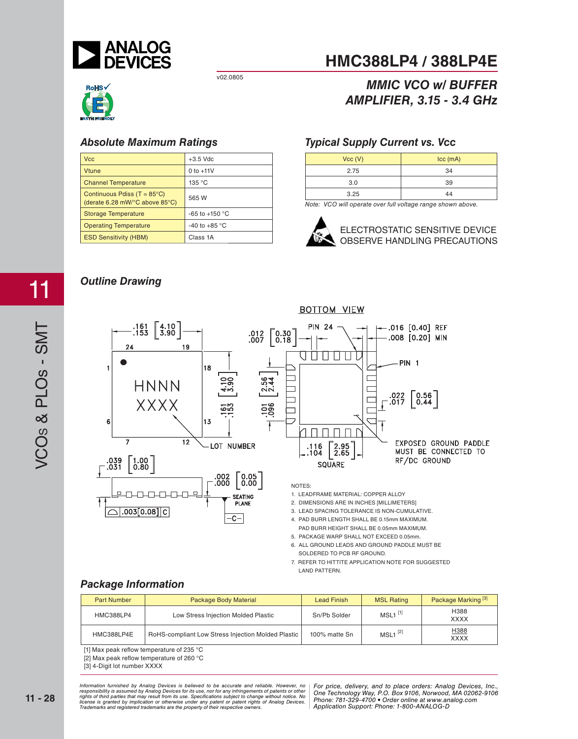# HMC388LP4 / 388LP4E

v02.0805

## *MMIC VCO w/ BUFFER AMPLIFIER, 3.15 - 3.4 GHz*

### *Absolute Maximum Ratings*

| | |
|---|---|
| Vcc | +3.5 Vdc |
| Vtune | 0 to +11V |
| Channel Temperature | 135 °C |
| Continuous Pdiss (T = 85°C) (derate 6.28 mW/°C above 85°C) | 565 W |
| Storage Temperature | -65 to +150 °C |
| Operating Temperature | -40 to +85 °C |
| ESD Sensitivity (HBM) | Class 1A |

### *Typical Supply Current vs. Vcc*

| Vcc (V) | Icc (mA) |
|---|---|
| 2.75 | 34 |
| 3.0 | 39 |
| 3.25 | 44 |

Note: VCO will operate over full voltage range shown above.

ELECTROSTATIC SENSITIVE DEVICE
OBSERVE HANDLING PRECAUTIONS

### *Outline Drawing*

BOTTOM VIEW

.161 [4.10] / .153 [3.90]; .012 [0.30] / .007 [0.18]; .016 [0.40] REF; .008 [0.20] MIN; PIN 24; PIN 1; HNNN XXXX; LOT NUMBER; .161 [4.10] / .153 [3.90]; .101 [2.56] / .096 [2.44]; .022 [0.56] / .017 [0.44]; .116 [2.95] / .104 [2.65] SQUARE; .039 [1.00] / .031 [0.80]; .002 [0.05] / .000 [0.00]; SEATING PLANE; .003[0.08] C; -C-

EXPOSED GROUND PADDLE MUST BE CONNECTED TO RF/DC GROUND

NOTES:

1. LEADFRAME MATERIAL: COPPER ALLOY
2. DIMENSIONS ARE IN INCHES [MILLIMETERS]
3. LEAD SPACING TOLERANCE IS NON-CUMULATIVE.
4. PAD BURR LENGTH SHALL BE 0.15mm MAXIMUM. PAD BURR HEIGHT SHALL BE 0.05mm MAXIMUM.
5. PACKAGE WARP SHALL NOT EXCEED 0.05mm.
6. ALL GROUND LEADS AND GROUND PADDLE MUST BE SOLDERED TO PCB RF GROUND.
7. REFER TO HITTITE APPLICATION NOTE FOR SUGGESTED LAND PATTERN.

### *Package Information*

| Part Number | Package Body Material | Lead Finish | MSL Rating | Package Marking [3] |
|---|---|---|---|---|
| HMC388LP4 | Low Stress Injection Molded Plastic | Sn/Pb Solder | MSL1 [1] | H388 XXXX |
| HMC388LP4E | RoHS-compliant Low Stress Injection Molded Plastic | 100% matte Sn | MSL1 [2] | H388 XXXX |

[1] Max peak reflow temperature of 235 °C
[2] Max peak reflow temperature of 260 °C
[3] 4-Digit lot number XXXX

*Information furnished by Analog Devices is believed to be accurate and reliable. However, no responsibility is assumed by Analog Devices for its use, nor for any infringements of patents or other rights of third parties that may result from its use. Specifications subject to change without notice. No license is granted by implication or otherwise under any patent or patent rights of Analog Devices. Trademarks and registered trademarks are the property of their respective owners.*

*For price, delivery, and to place orders: Analog Devices, Inc., One Technology Way, P.O. Box 9106, Norwood, MA 02062-9106 Phone: 781-329-4700 • Order online at www.analog.com Application Support: Phone: 1-800-ANALOG-D*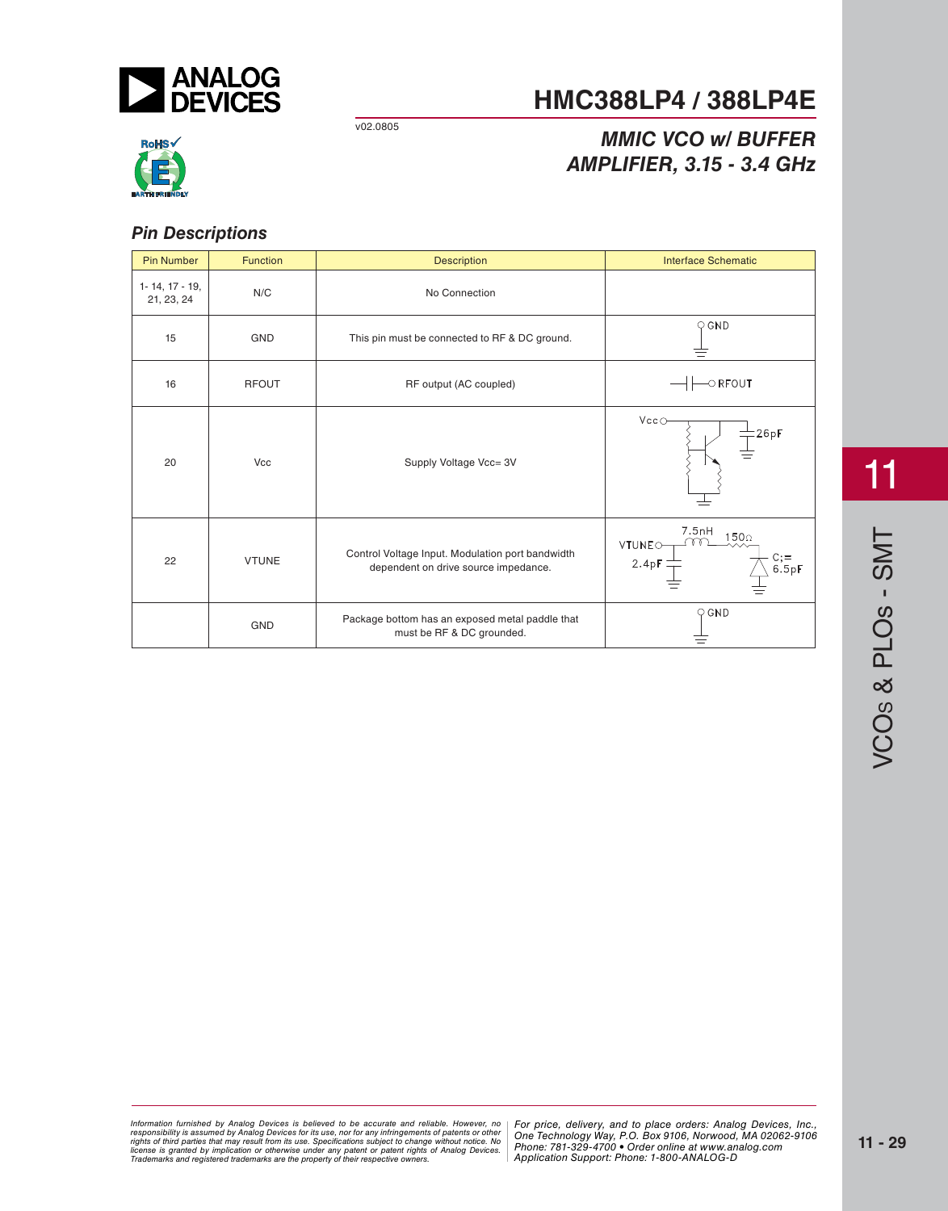# HMC388LP4 / 388LP4E

v02.0805

## MMIC VCO w/ BUFFER AMPLIFIER, 3.15 - 3.4 GHz

### Pin Descriptions

| Pin Number | Function | Description | Interface Schematic |
|---|---|---|---|
| 1- 14, 17 - 19, 21, 23, 24 | N/C | No Connection | |
| 15 | GND | This pin must be connected to RF & DC ground. | GND |
| 16 | RFOUT | RF output (AC coupled) | RFOUT |
| 20 | Vcc | Supply Voltage Vcc= 3V | Vcc, 26pF |
| 22 | VTUNE | Control Voltage Input. Modulation port bandwidth dependent on drive source impedance. | VTUNE, 7.5nH, 150Ω, 2.4pF, $C_j$= 6.5pF |
| | GND | Package bottom has an exposed metal paddle that must be RF & DC grounded. | GND |

Information furnished by Analog Devices is believed to be accurate and reliable. However, no responsibility is assumed by Analog Devices for its use, nor for any infringements of patents or other rights of third parties that may result from its use. Specifications subject to change without notice. No license is granted by implication or otherwise under any patent or patent rights of Analog Devices. Trademarks and registered trademarks are the property of their respective owners.

For price, delivery, and to place orders: Analog Devices, Inc., One Technology Way, P.O. Box 9106, Norwood, MA 02062-9106 Phone: 781-329-4700 • Order online at www.analog.com Application Support: Phone: 1-800-ANALOG-D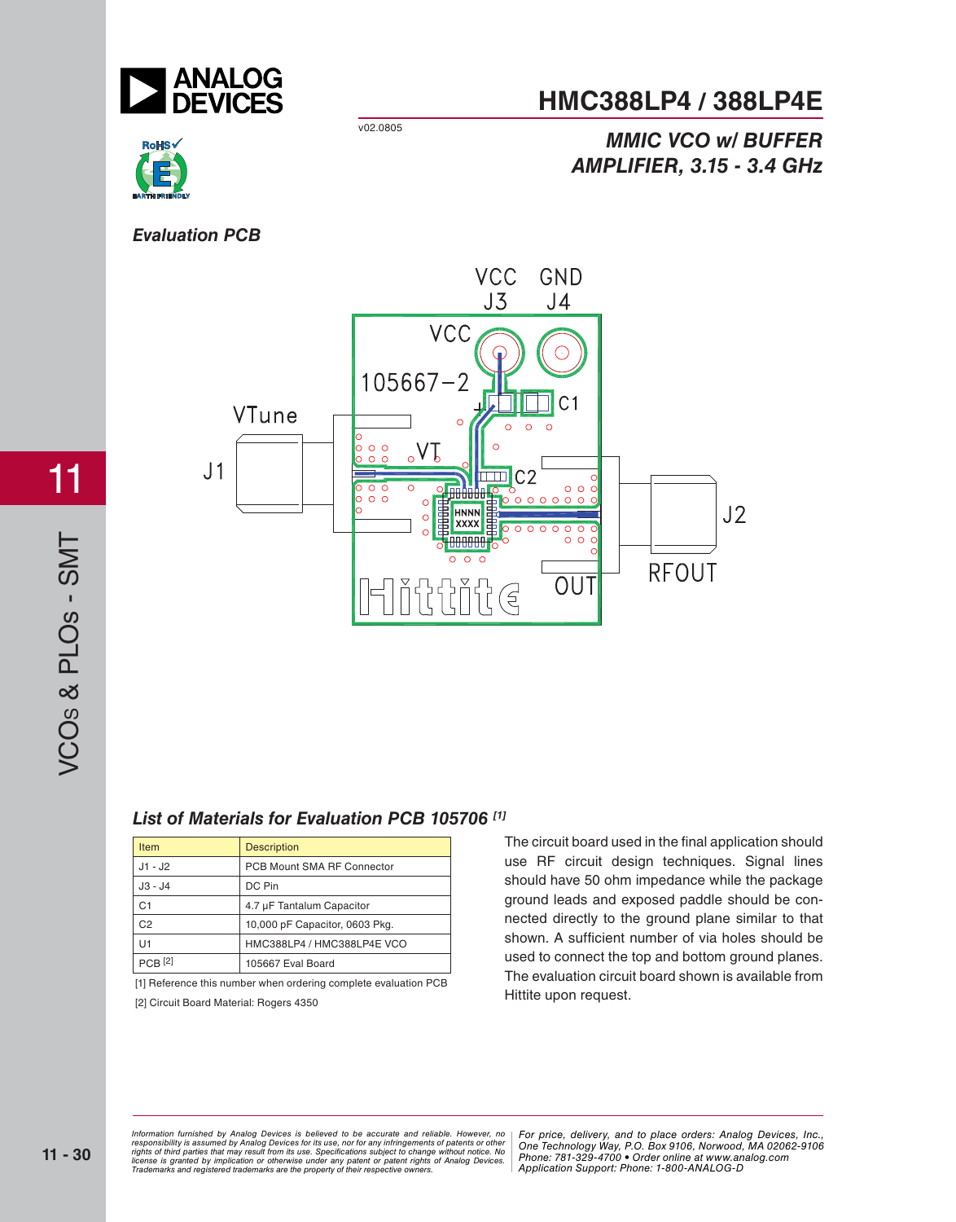## Evaluation PCB

## List of Materials for Evaluation PCB 105706 [1]

| Item | Description |
|---|---|
| J1 - J2 | PCB Mount SMA RF Connector |
| J3 - J4 | DC Pin |
| C1 | 4.7 µF Tantalum Capacitor |
| C2 | 10,000 pF Capacitor, 0603 Pkg. |
| U1 | HMC388LP4 / HMC388LP4E VCO |
| PCB [2] | 105667 Eval Board |

[1] Reference this number when ordering complete evaluation PCB

[2] Circuit Board Material: Rogers 4350

The circuit board used in the final application should use RF circuit design techniques. Signal lines should have 50 ohm impedance while the package ground leads and exposed paddle should be connected directly to the ground plane similar to that shown. A sufficient number of via holes should be used to connect the top and bottom ground planes. The evaluation circuit board shown is available from Hittite upon request.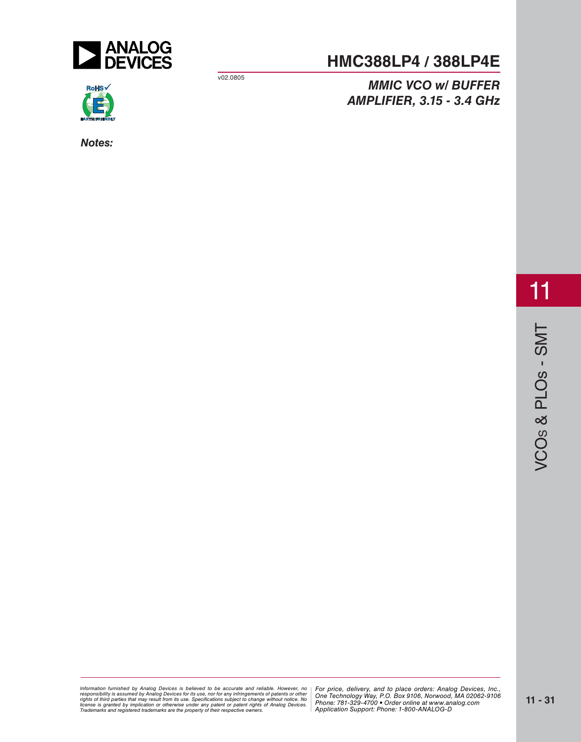*Notes:*